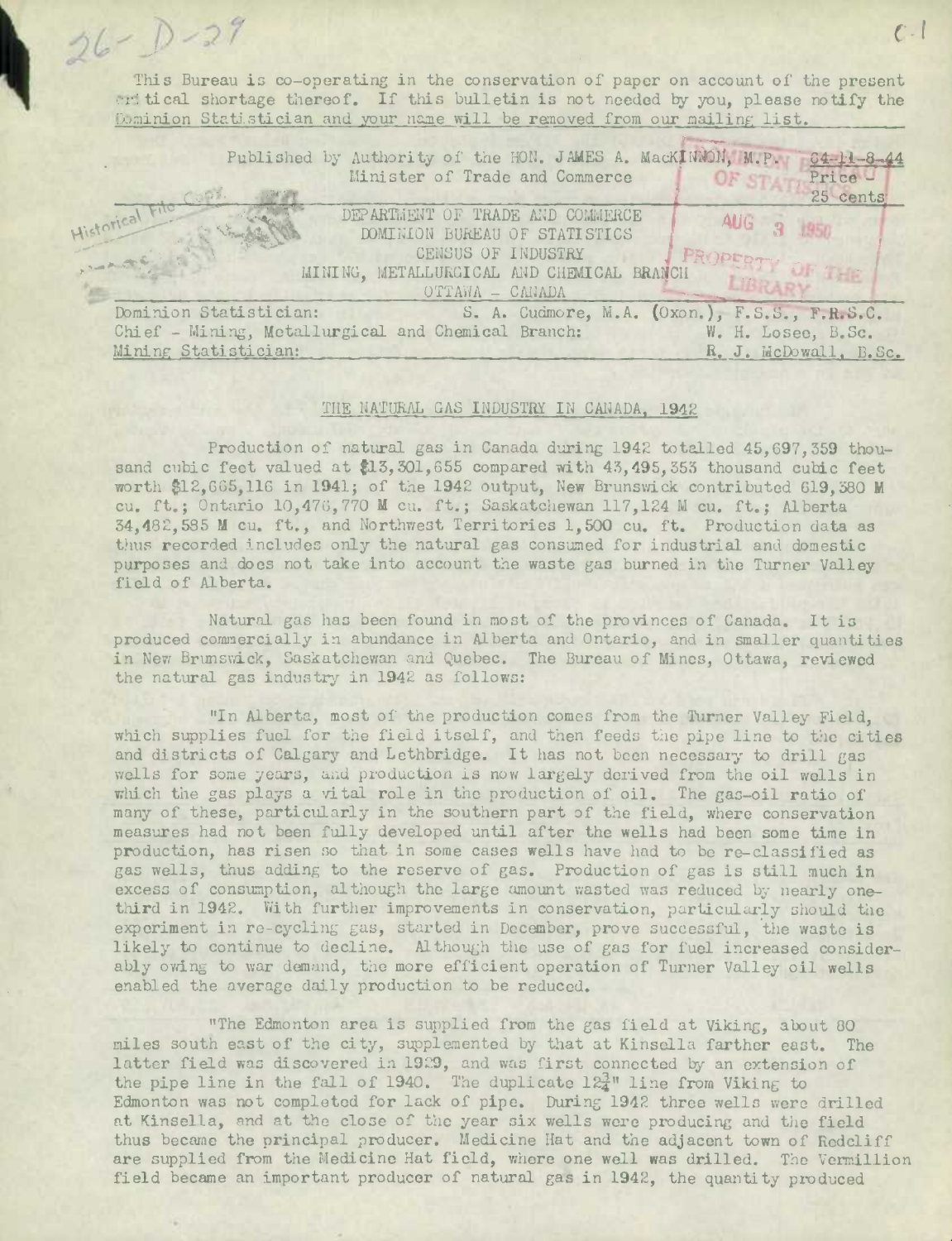This Bureau is co-operating in the conservation of paper on account of the present critical shortage thereof. If this bulletin is not needed by you, please notify the Dominion Statistician and your name will be removed from our mailing list.

Published by Authority of the HON. JAMES A. MacKINNON, M.P., Minister of Trade and Commerce

C4-11-8-44
Price - 25 cents

DEPARTMENT OF TRADE AND COMMERCE
DOMINION BUREAU OF STATISTICS
CENSUS OF INDUSTRY
MINING, METALLURGICAL AND CHEMICAL BRANCH
OTTAWA - CANADA

Dominion Statistician: S. A. Cudmore, M.A. (Oxon.), F.S.S., F.R.S.C.
Chief - Mining, Metallurgical and Chemical Branch: W. H. Losee, B.Sc.
Mining Statistician: R. J. McDowall, B.Sc.

## THE NATURAL GAS INDUSTRY IN CANADA, 1942

Production of natural gas in Canada during 1942 totalled 45,697,359 thousand cubic feet valued at $13,301,655 compared with 43,495,353 thousand cubic feet worth $12,665,116 in 1941; of the 1942 output, New Brunswick contributed 619,380 M cu. ft.; Ontario 10,476,770 M cu. ft.; Saskatchewan 117,124 M cu. ft.; Alberta 34,482,585 M cu. ft., and Northwest Territories 1,500 cu. ft. Production data as thus recorded includes only the natural gas consumed for industrial and domestic purposes and does not take into account the waste gas burned in the Turner Valley field of Alberta.

Natural gas has been found in most of the provinces of Canada. It is produced commercially in abundance in Alberta and Ontario, and in smaller quantities in New Brunswick, Saskatchewan and Quebec. The Bureau of Mines, Ottawa, reviewed the natural gas industry in 1942 as follows:

"In Alberta, most of the production comes from the Turner Valley Field, which supplies fuel for the field itself, and then feeds the pipe line to the cities and districts of Calgary and Lethbridge. It has not been necessary to drill gas wells for some years, and production is now largely derived from the oil wells in which the gas plays a vital role in the production of oil. The gas-oil ratio of many of these, particularly in the southern part of the field, where conservation measures had not been fully developed until after the wells had been some time in production, has risen so that in some cases wells have had to be re-classified as gas wells, thus adding to the reserve of gas. Production of gas is still much in excess of consumption, although the large amount wasted was reduced by nearly one-third in 1942. With further improvements in conservation, particularly should the experiment in re-cycling gas, started in December, prove successful, the waste is likely to continue to decline. Although the use of gas for fuel increased considerably owing to war demand, the more efficient operation of Turner Valley oil wells enabled the average daily production to be reduced.

"The Edmonton area is supplied from the gas field at Viking, about 80 miles south east of the city, supplemented by that at Kinsella farther east. The latter field was discovered in 1929, and was first connected by an extension of the pipe line in the fall of 1940. The duplicate 12¾" line from Viking to Edmonton was not completed for lack of pipe. During 1942 three wells were drilled at Kinsella, and at the close of the year six wells were producing and the field thus became the principal producer. Medicine Hat and the adjacent town of Redcliff are supplied from the Medicine Hat field, where one well was drilled. The Vermillion field became an important producer of natural gas in 1942, the quantity produced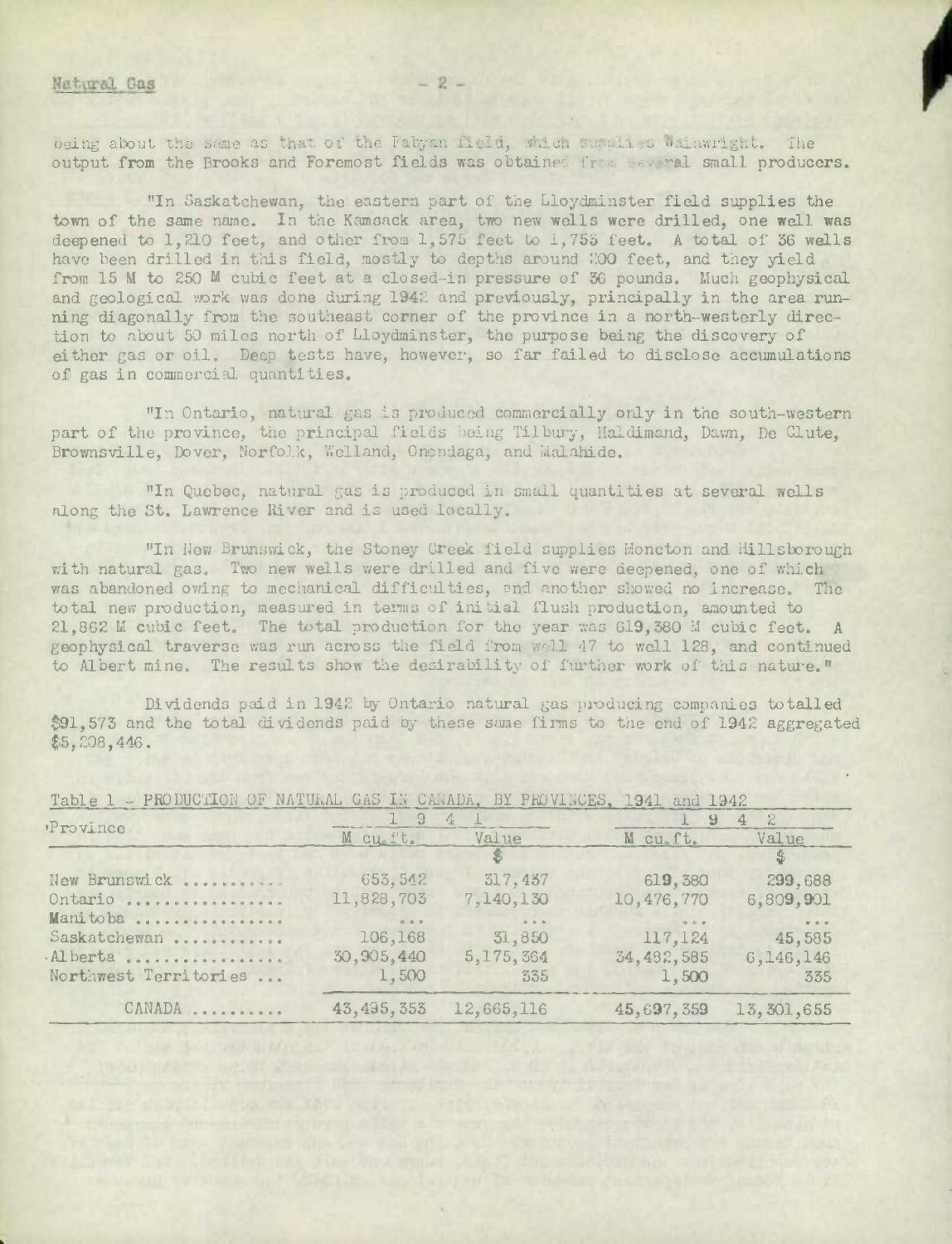being about the same as that of the Fabyan field, which supplies Wainwright. The output from the Brooks and Foremost fields was obtained from several small producers.

"In Saskatchewan, the eastern part of the Lloydminster field supplies the town of the same name. In the Kamsack area, two new wells were drilled, one well was deepened to 1,210 feet, and other from 1,575 feet to 1,755 feet. A total of 36 wells have been drilled in this field, mostly to depths around 200 feet, and they yield from 15 M to 250 M cubic feet at a closed-in pressure of 36 pounds. Much geophysical and geological work was done during 1942 and previously, principally in the area running diagonally from the southeast corner of the province in a north-westerly direction to about 50 miles north of Lloydminster, the purpose being the discovery of either gas or oil. Deep tests have, however, so far failed to disclose accumulations of gas in commercial quantities.

"In Ontario, natural gas is produced commercially only in the south-western part of the province, the principal fields being Tilbury, Haldimand, Dawn, De Clute, Brownsville, Dover, Norfolk, Welland, Onondaga, and Malahide.

"In Quebec, natural gas is produced in small quantities at several wells along the St. Lawrence River and is used locally.

"In New Brunswick, the Stoney Creek field supplies Moncton and Hillsborough with natural gas. Two new wells were drilled and five were deepened, one of which was abandoned owing to mechanical difficulties, and another showed no increase. The total new production, measured in terms of initial flush production, amounted to 21,862 M cubic feet. The total production for the year was 619,380 M cubic feet. A geophysical traverse was run across the field from well 47 to well 128, and continued to Albert mine. The results show the desirability of further work of this nature."

Dividends paid in 1942 by Ontario natural gas producing companies totalled $91,573 and the total dividends paid by these same firms to the end of 1942 aggregated $5,208,446.

Table 1 - PRODUCTION OF NATURAL GAS IN CANADA, BY PROVINCES, 1941 and 1942

| Province | 1941 | | 1942 | |
|---|---|---|---|---|
| | M cu.ft. | Value | M cu.ft. | Value |
| | | $ | | $ |
| New Brunswick .......... | 653,542 | 317,437 | 619,380 | 299,688 |
| Ontario ................ | 11,828,703 | 7,140,130 | 10,476,770 | 6,809,901 |
| Manitoba ............... | ... | ... | ... | ... |
| Saskatchewan ........... | 106,168 | 31,850 | 117,124 | 45,585 |
| Alberta ................ | 30,905,440 | 5,175,364 | 34,482,585 | 6,146,146 |
| Northwest Territories ... | 1,500 | 335 | 1,500 | 335 |
| CANADA .......... | 43,495,353 | 12,665,116 | 45,697,359 | 13,301,655 |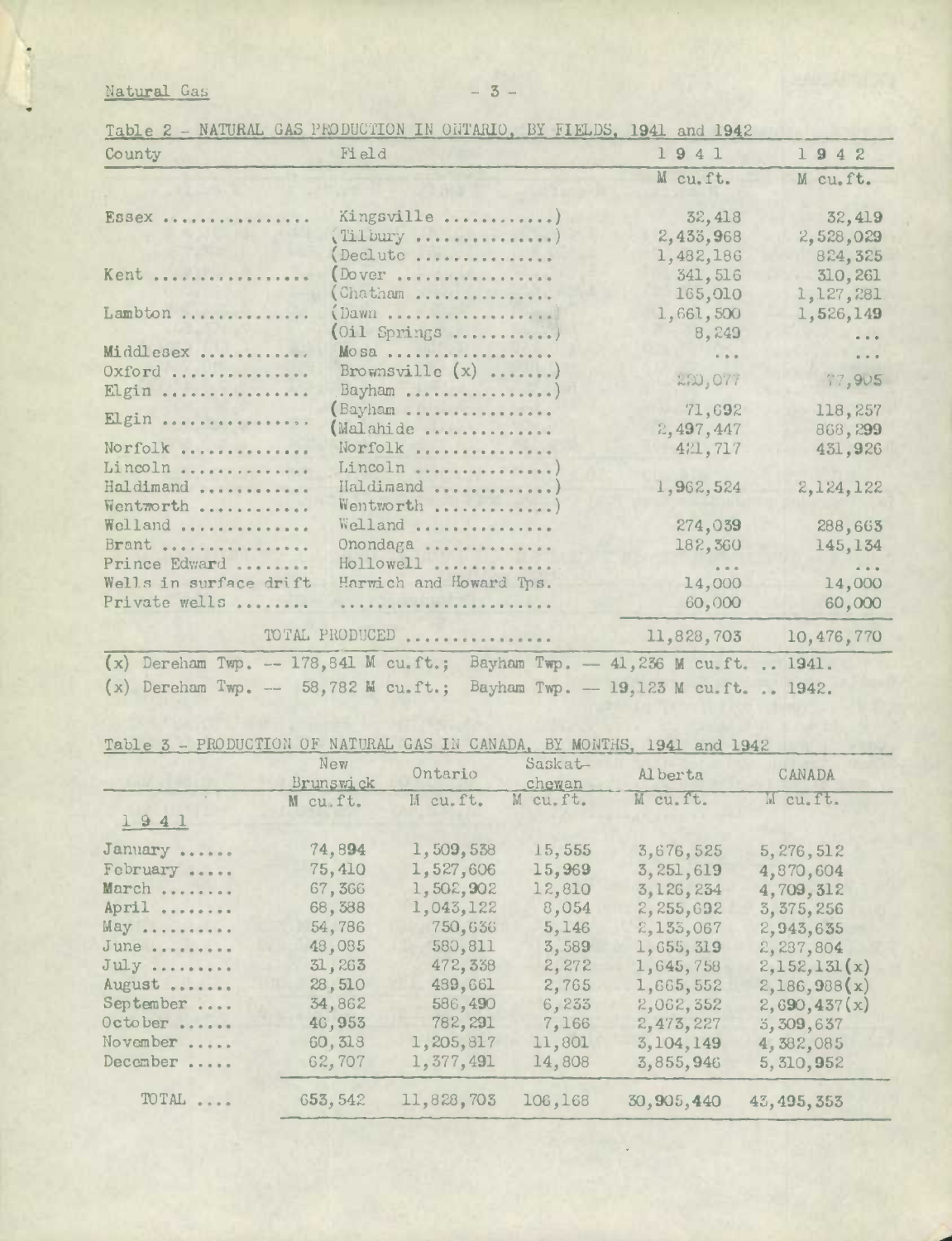Table 2 - NATURAL GAS PRODUCTION IN ONTARIO, BY FIELDS, 1941 and 1942

| County | Field | 1941 | 1942 |
|---|---|---|---|
| | | M cu.ft. | M cu.ft. |
| Essex ............... | Kingsville ...........) | 32,418 | 32,419 |
| | (Tilbury ..............) | 2,433,968 | 2,528,029 |
| | (Delute .............. | 1,482,186 | 824,325 |
| Kent ................ | (Dover ................ | 341,516 | 310,261 |
| | (Chatham .............. | 165,010 | 1,127,281 |
| Lambton ............. | (Dawn ................. | 1,661,500 | 1,526,149 |
| | (Oil Springs ..........) | 8,249 | ... |
| Middlesex ........... | Mosa .................. | ... | ... |
| Oxford .............. | Brownsville (x) .......) | 220,077 | 77,905 |
| Elgin ............... | Bayham ................) | | |
| Elgin ............... | (Bayham ............... | 71,692 | 118,257 |
| | (Malahide ............. | 2,497,447 | 868,299 |
| Norfolk ............. | Norfolk ............... | 421,717 | 431,926 |
| Lincoln ............. | Lincoln ...............) | | |
| Haldimand ........... | Haldimand .............) | 1,962,524 | 2,124,122 |
| Wentworth ........... | Wentworth .............) | | |
| Welland ............. | Welland ............... | 274,039 | 288,663 |
| Brant ............... | Onondaga .............. | 182,360 | 145,134 |
| Prince Edward ........ | Hollowell ............. | ... | ... |
| Wells in surface drift | Harwich and Howard Tps. | 14,000 | 14,000 |
| Private wells ........ | ...................... | 60,000 | 60,000 |
| | TOTAL PRODUCED ................ | 11,828,703 | 10,476,770 |

(x) Dereham Twp. -- 178,841 M cu.ft.; Bayham Twp. -- 41,236 M cu.ft. .. 1941.
(x) Dereham Twp. -- 58,782 M cu.ft.; Bayham Twp. -- 19,123 M cu.ft. .. 1942.

Table 3 - PRODUCTION OF NATURAL GAS IN CANADA, BY MONTHS, 1941 and 1942

| | New Brunswick | Ontario | Saskatchewan | Alberta | CANADA |
|---|---|---|---|---|---|
| | M cu.ft. | M cu.ft. | M cu.ft. | M cu.ft. | M cu.ft. |
| 1941 | | | | | |
| January ...... | 74,894 | 1,509,538 | 15,555 | 3,676,525 | 5,276,512 |
| February ..... | 75,410 | 1,527,606 | 15,969 | 3,251,619 | 4,870,604 |
| March ........ | 67,366 | 1,502,902 | 12,810 | 3,126,234 | 4,709,312 |
| April ........ | 68,388 | 1,043,122 | 8,054 | 2,255,692 | 3,375,256 |
| May .......... | 54,786 | 750,636 | 5,146 | 2,133,067 | 2,943,635 |
| June ......... | 48,085 | 580,811 | 3,589 | 1,655,319 | 2,287,804 |
| July ......... | 31,263 | 472,338 | 2,272 | 1,645,758 | 2,152,131(x) |
| August ....... | 28,510 | 489,661 | 2,765 | 1,665,552 | 2,186,988(x) |
| September .... | 34,862 | 586,490 | 6,233 | 2,062,352 | 2,690,437(x) |
| October ...... | 46,953 | 782,291 | 7,166 | 2,473,227 | 3,309,637 |
| November ..... | 60,318 | 1,205,817 | 11,801 | 3,104,149 | 4,382,085 |
| December ..... | 62,707 | 1,377,491 | 14,808 | 3,855,946 | 5,310,952 |
| TOTAL .... | 653,542 | 11,828,703 | 106,168 | 30,905,440 | 43,495,353 |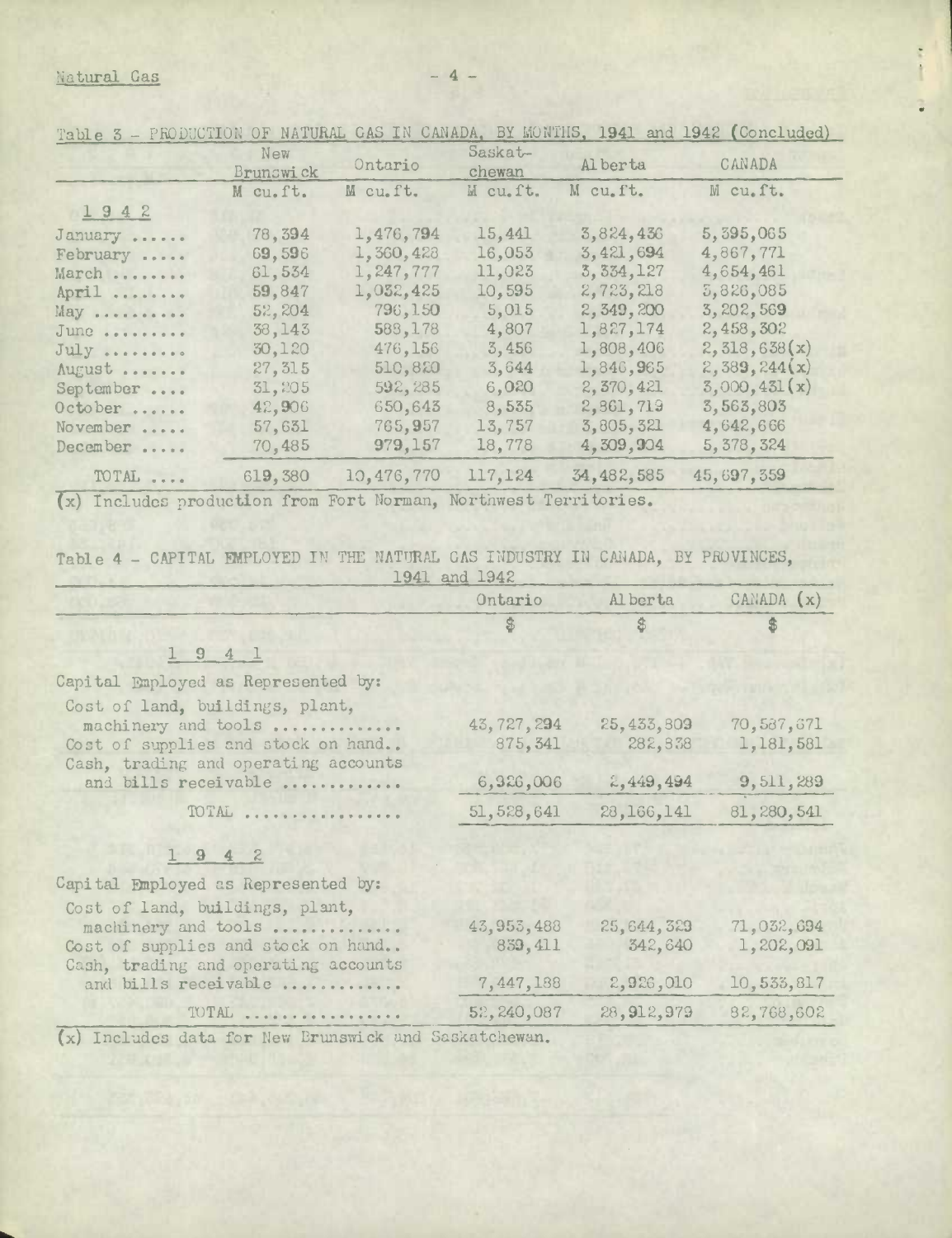Table 3 - PRODUCTION OF NATURAL GAS IN CANADA, BY MONTHS, 1941 and 1942 (Concluded)

| | New Brunswick | Ontario | Saskat-chewan | Alberta | CANADA |
|---|---|---|---|---|---|
| | M cu.ft. | M cu.ft. | M cu.ft. | M cu.ft. | M cu.ft. |
| **1942** | | | | | |
| January ...... | 78,394 | 1,476,794 | 15,441 | 3,824,436 | 5,395,065 |
| February ..... | 69,596 | 1,360,428 | 16,053 | 3,421,694 | 4,867,771 |
| March ........ | 61,534 | 1,247,777 | 11,023 | 3,334,127 | 4,654,461 |
| April ........ | 59,847 | 1,032,425 | 10,595 | 2,723,218 | 3,826,085 |
| May .......... | 52,204 | 796,150 | 5,015 | 2,349,200 | 3,202,569 |
| June ......... | 38,143 | 588,178 | 4,807 | 1,827,174 | 2,458,302 |
| July ......... | 30,120 | 476,156 | 3,456 | 1,808,406 | 2,318,638(x) |
| August ....... | 27,315 | 510,820 | 3,644 | 1,846,965 | 2,389,244(x) |
| September .... | 31,205 | 592,285 | 6,020 | 2,370,421 | 3,000,431(x) |
| October ...... | 42,906 | 650,643 | 8,535 | 2,861,719 | 3,563,803 |
| November ..... | 57,631 | 765,957 | 13,757 | 3,805,321 | 4,642,666 |
| December ..... | 70,485 | 979,157 | 18,778 | 4,309,904 | 5,378,324 |
| TOTAL .... | 619,380 | 10,476,770 | 117,124 | 34,482,585 | 45,697,359 |

(x) Includes production from Fort Norman, Northwest Territories.

Table 4 - CAPITAL EMPLOYED IN THE NATURAL GAS INDUSTRY IN CANADA, BY PROVINCES, 1941 and 1942

| | Ontario | Alberta | CANADA (x) |
|---|---|---|---|
| | $ | $ | $ |
| **1941** | | | |
| Capital Employed as Represented by: | | | |
| Cost of land, buildings, plant, machinery and tools .............. | 43,727,294 | 25,433,809 | 70,587,671 |
| Cost of supplies and stock on hand.. | 875,341 | 282,838 | 1,181,581 |
| Cash, trading and operating accounts and bills receivable ............ | 6,926,006 | 2,449,494 | 9,511,289 |
| TOTAL ................ | 51,528,641 | 28,166,141 | 81,280,541 |
| **1942** | | | |
| Capital Employed as Represented by: | | | |
| Cost of land, buildings, plant, machinery and tools .............. | 43,953,488 | 25,644,329 | 71,032,694 |
| Cost of supplies and stock on hand.. | 839,411 | 342,640 | 1,202,091 |
| Cash, trading and operating accounts and bills receivable ............ | 7,447,188 | 2,926,010 | 10,533,817 |
| TOTAL ................ | 52,240,087 | 28,912,979 | 82,768,602 |

(x) Includes data for New Brunswick and Saskatchewan.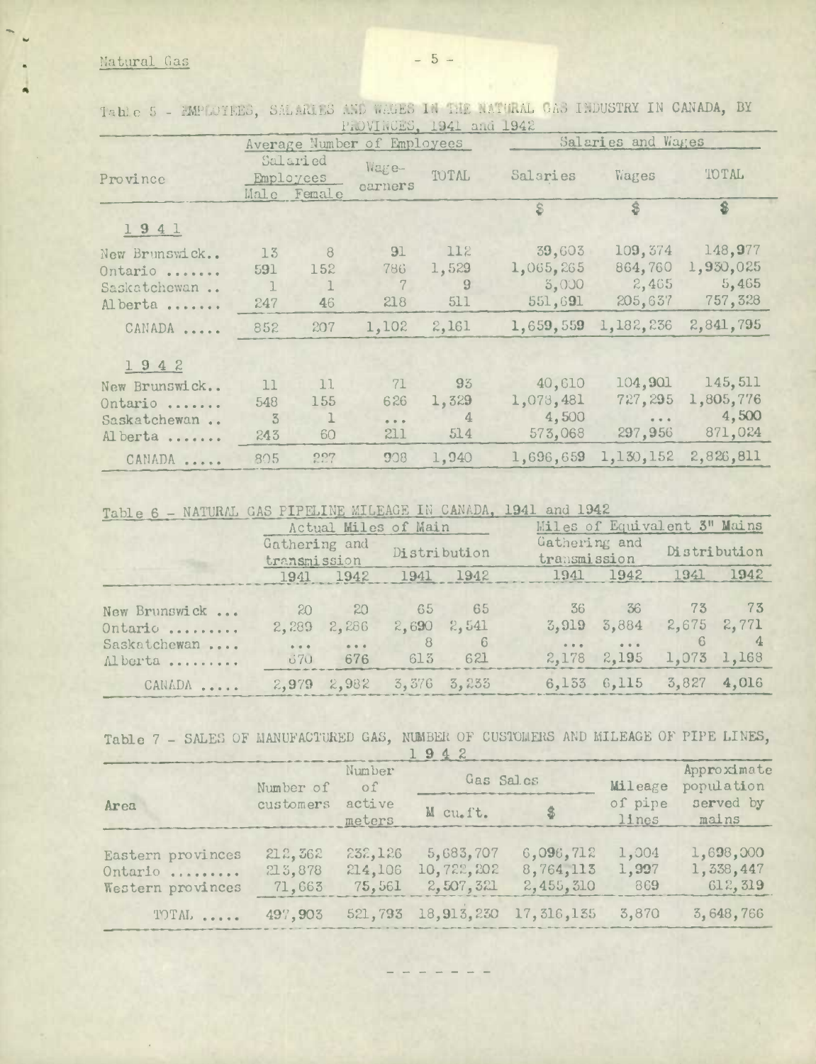Table 5 - EMPLOYEES, SALARIES AND WAGES IN THE NATURAL GAS INDUSTRY IN CANADA, BY PROVINCES, 1941 and 1942

| Province | Average Number of Employees | | | | Salaries and Wages | | |
|---|---|---|---|---|---|---|---|
| | Salaried Employees | | Wage-earners | TOTAL | Salaries | Wages | TOTAL |
| | Male | Female | | | $ | $ | $ |
| **1941** | | | | | | | |
| New Brunswick.. | 13 | 8 | 91 | 112 | 39,603 | 109,374 | 148,977 |
| Ontario ....... | 591 | 152 | 786 | 1,529 | 1,065,265 | 864,760 | 1,930,025 |
| Saskatchewan .. | 1 | 1 | 7 | 9 | 3,000 | 2,465 | 5,465 |
| Alberta ....... | 247 | 46 | 218 | 511 | 551,691 | 205,637 | 757,328 |
| CANADA ..... | 852 | 207 | 1,102 | 2,161 | 1,659,559 | 1,182,236 | 2,841,795 |
| **1942** | | | | | | | |
| New Brunswick.. | 11 | 11 | 71 | 93 | 40,610 | 104,901 | 145,511 |
| Ontario ....... | 548 | 155 | 626 | 1,329 | 1,078,481 | 727,295 | 1,805,776 |
| Saskatchewan .. | 3 | 1 | ... | 4 | 4,500 | ... | 4,500 |
| Alberta ....... | 243 | 60 | 211 | 514 | 573,068 | 297,956 | 871,024 |
| CANADA ..... | 805 | 227 | 908 | 1,940 | 1,696,659 | 1,130,152 | 2,826,811 |

Table 6 - NATURAL GAS PIPELINE MILEAGE IN CANADA, 1941 and 1942

| | Actual Miles of Main | | | | Miles of Equivalent 3" Mains | | | |
|---|---|---|---|---|---|---|---|---|
| | Gathering and transmission | | Distribution | | Gathering and transmission | | Distribution | |
| | 1941 | 1942 | 1941 | 1942 | 1941 | 1942 | 1941 | 1942 |
| New Brunswick ... | 20 | 20 | 65 | 65 | 36 | 36 | 73 | 73 |
| Ontario ......... | 2,289 | 2,286 | 2,690 | 2,541 | 3,919 | 3,884 | 2,675 | 2,771 |
| Saskatchewan .... | ... | ... | 8 | 6 | ... | ... | 6 | 4 |
| Alberta ......... | 670 | 676 | 613 | 621 | 2,178 | 2,195 | 1,073 | 1,168 |
| CANADA ..... | 2,979 | 2,982 | 3,376 | 3,233 | 6,133 | 6,115 | 3,827 | 4,016 |

Table 7 - SALES OF MANUFACTURED GAS, NUMBER OF CUSTOMERS AND MILEAGE OF PIPE LINES, 1942

| Area | Number of customers | Number of active meters | Gas Sales | | Mileage of pipe lines | Approximate population served by mains |
|---|---|---|---|---|---|---|
| | | | M cu.ft. | $ | | |
| Eastern provinces | 212,362 | 232,126 | 5,683,707 | 6,096,712 | 1,004 | 1,698,000 |
| Ontario ......... | 213,878 | 214,106 | 10,722,202 | 8,764,113 | 1,997 | 1,338,447 |
| Western provinces | 71,663 | 75,561 | 2,507,321 | 2,455,310 | 869 | 612,319 |
| TOTAL ..... | 497,903 | 521,793 | 18,913,230 | 17,316,135 | 3,870 | 3,648,766 |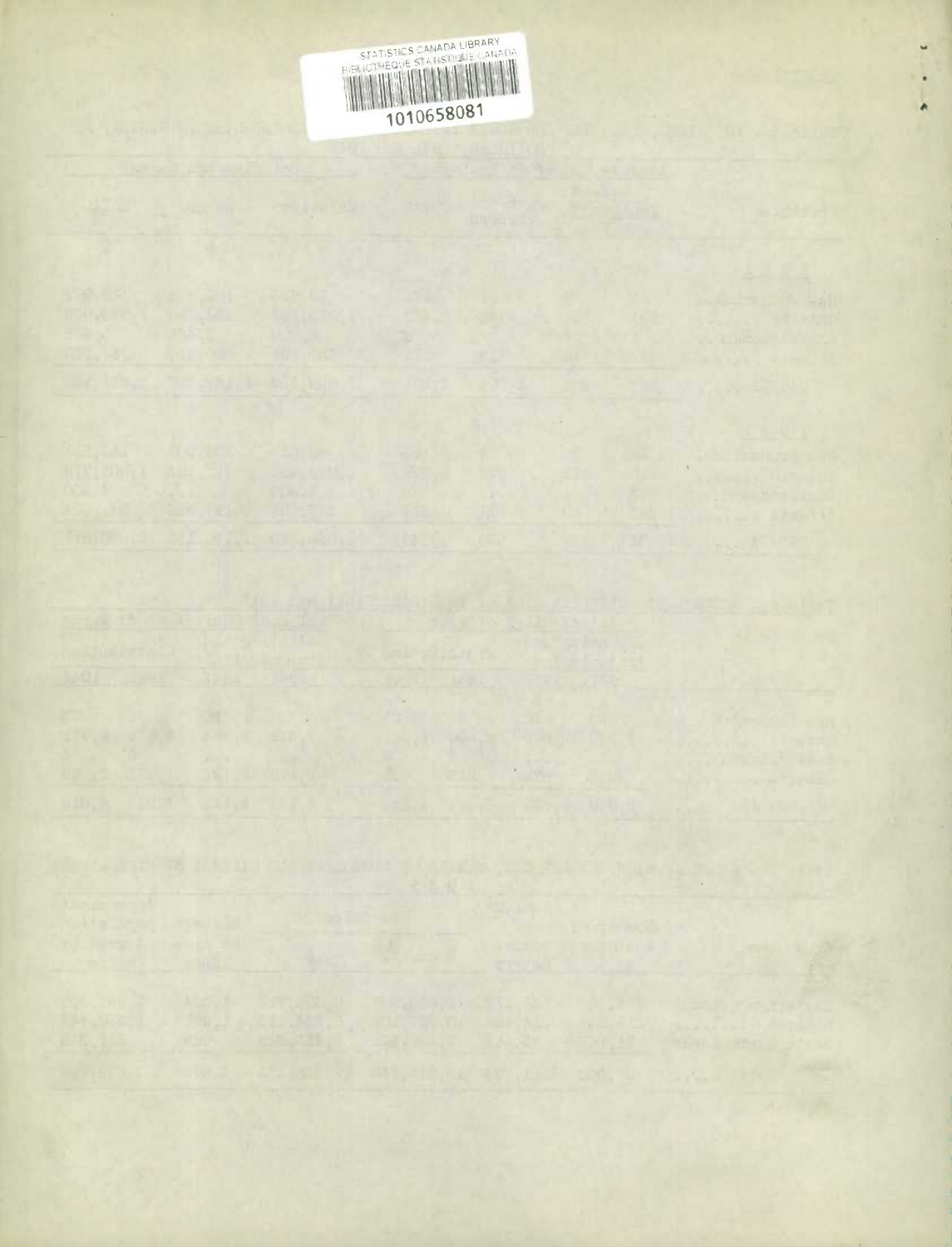STATISTICS CANADA LIBRARY
BIBLIOTHEQUE STATISTIQUE CANADA

1010658081